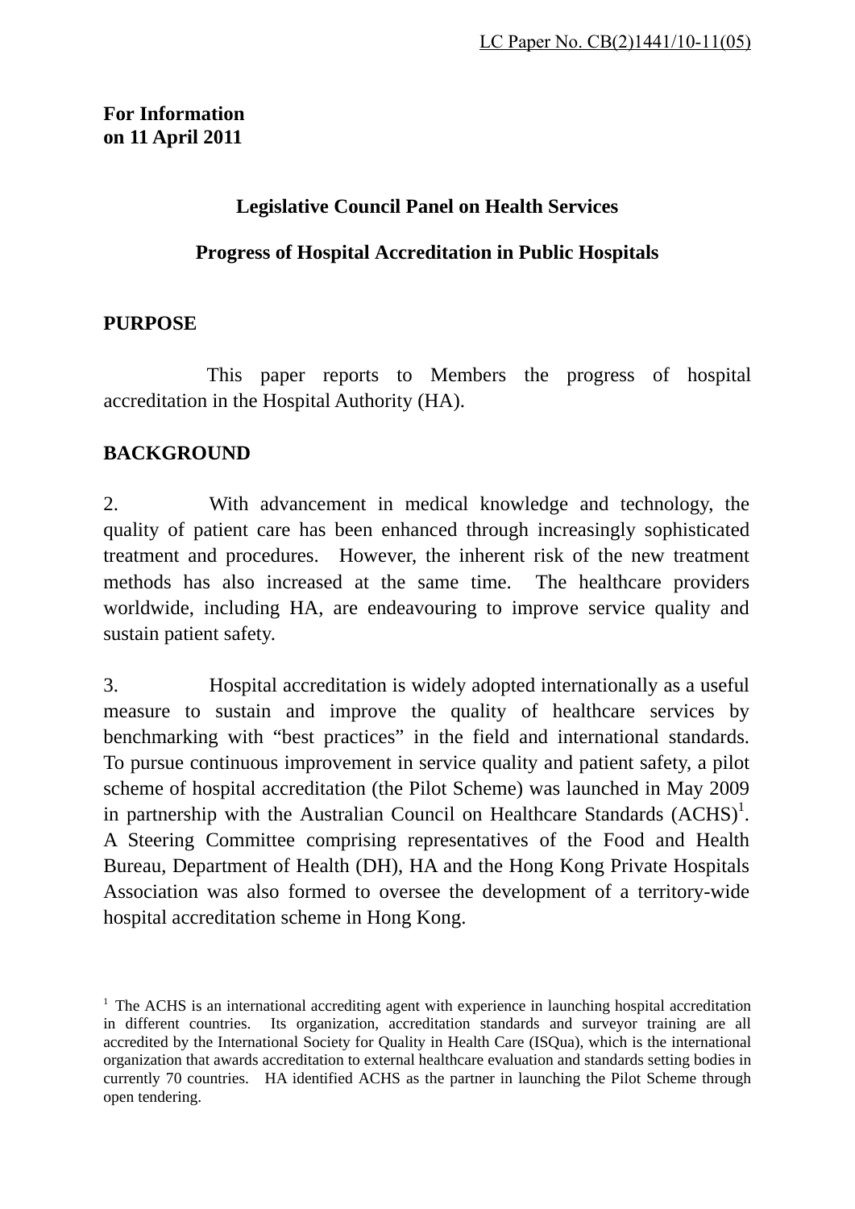LC Paper No. CB(2)1441/10-11(05)

**For Information**
**on 11 April 2011**

## Legislative Council Panel on Health Services

## Progress of Hospital Accreditation in Public Hospitals

### PURPOSE

This paper reports to Members the progress of hospital accreditation in the Hospital Authority (HA).

### BACKGROUND

2. With advancement in medical knowledge and technology, the quality of patient care has been enhanced through increasingly sophisticated treatment and procedures. However, the inherent risk of the new treatment methods has also increased at the same time. The healthcare providers worldwide, including HA, are endeavouring to improve service quality and sustain patient safety.

3. Hospital accreditation is widely adopted internationally as a useful measure to sustain and improve the quality of healthcare services by benchmarking with "best practices" in the field and international standards. To pursue continuous improvement in service quality and patient safety, a pilot scheme of hospital accreditation (the Pilot Scheme) was launched in May 2009 in partnership with the Australian Council on Healthcare Standards (ACHS)[1]. A Steering Committee comprising representatives of the Food and Health Bureau, Department of Health (DH), HA and the Hong Kong Private Hospitals Association was also formed to oversee the development of a territory-wide hospital accreditation scheme in Hong Kong.

[1] The ACHS is an international accrediting agent with experience in launching hospital accreditation in different countries. Its organization, accreditation standards and surveyor training are all accredited by the International Society for Quality in Health Care (ISQua), which is the international organization that awards accreditation to external healthcare evaluation and standards setting bodies in currently 70 countries. HA identified ACHS as the partner in launching the Pilot Scheme through open tendering.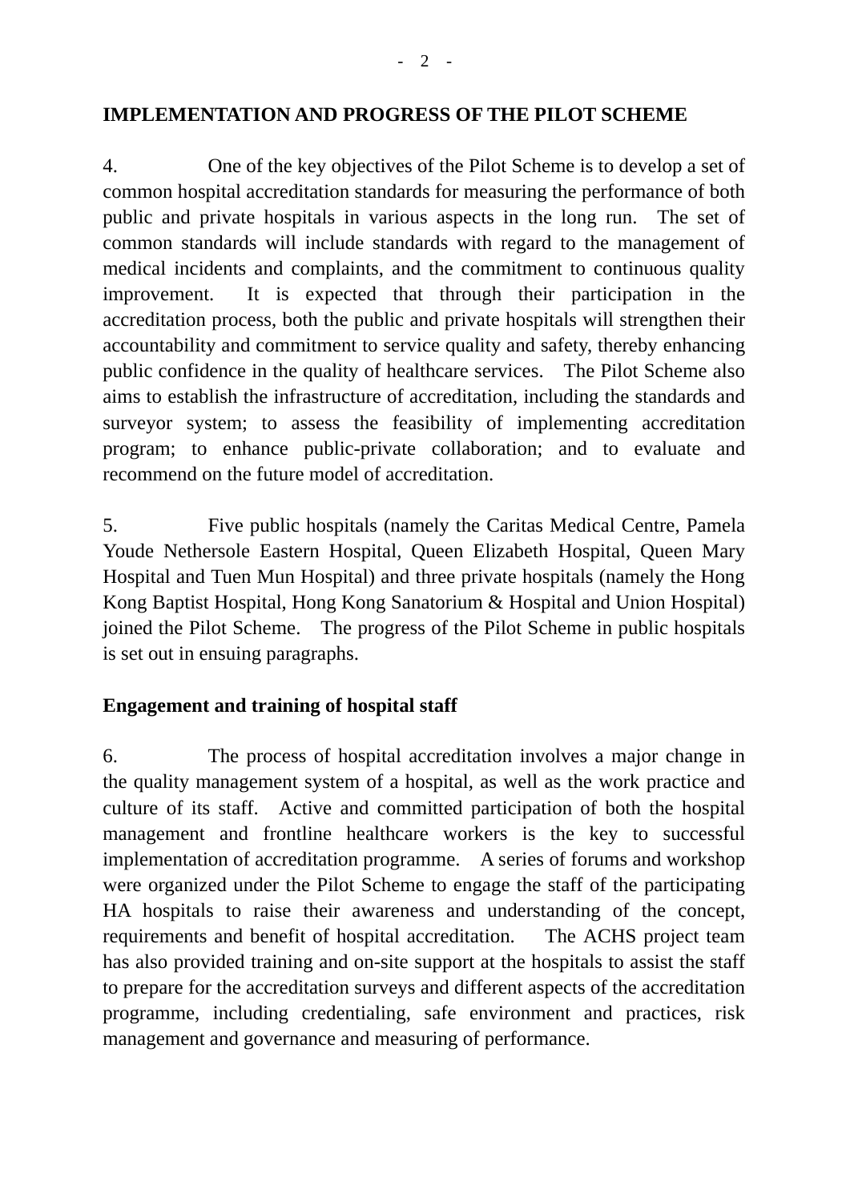**IMPLEMENTATION AND PROGRESS OF THE PILOT SCHEME**

4. One of the key objectives of the Pilot Scheme is to develop a set of common hospital accreditation standards for measuring the performance of both public and private hospitals in various aspects in the long run. The set of common standards will include standards with regard to the management of medical incidents and complaints, and the commitment to continuous quality improvement. It is expected that through their participation in the accreditation process, both the public and private hospitals will strengthen their accountability and commitment to service quality and safety, thereby enhancing public confidence in the quality of healthcare services. The Pilot Scheme also aims to establish the infrastructure of accreditation, including the standards and surveyor system; to assess the feasibility of implementing accreditation program; to enhance public-private collaboration; and to evaluate and recommend on the future model of accreditation.

5. Five public hospitals (namely the Caritas Medical Centre, Pamela Youde Nethersole Eastern Hospital, Queen Elizabeth Hospital, Queen Mary Hospital and Tuen Mun Hospital) and three private hospitals (namely the Hong Kong Baptist Hospital, Hong Kong Sanatorium & Hospital and Union Hospital) joined the Pilot Scheme. The progress of the Pilot Scheme in public hospitals is set out in ensuing paragraphs.

**Engagement and training of hospital staff**

6. The process of hospital accreditation involves a major change in the quality management system of a hospital, as well as the work practice and culture of its staff. Active and committed participation of both the hospital management and frontline healthcare workers is the key to successful implementation of accreditation programme. A series of forums and workshop were organized under the Pilot Scheme to engage the staff of the participating HA hospitals to raise their awareness and understanding of the concept, requirements and benefit of hospital accreditation. The ACHS project team has also provided training and on-site support at the hospitals to assist the staff to prepare for the accreditation surveys and different aspects of the accreditation programme, including credentialing, safe environment and practices, risk management and governance and measuring of performance.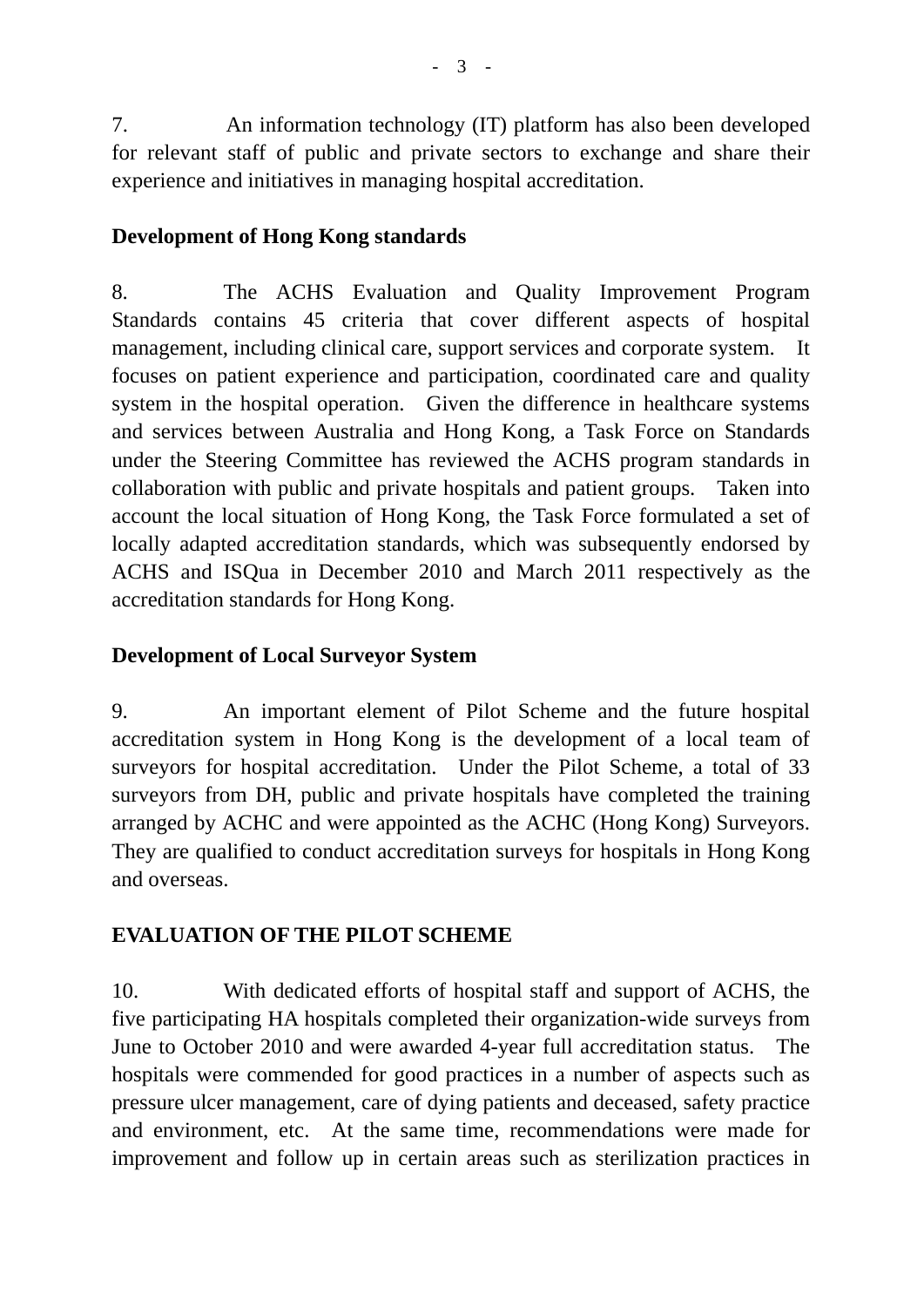7. An information technology (IT) platform has also been developed for relevant staff of public and private sectors to exchange and share their experience and initiatives in managing hospital accreditation.

**Development of Hong Kong standards**

8. The ACHS Evaluation and Quality Improvement Program Standards contains 45 criteria that cover different aspects of hospital management, including clinical care, support services and corporate system. It focuses on patient experience and participation, coordinated care and quality system in the hospital operation. Given the difference in healthcare systems and services between Australia and Hong Kong, a Task Force on Standards under the Steering Committee has reviewed the ACHS program standards in collaboration with public and private hospitals and patient groups. Taken into account the local situation of Hong Kong, the Task Force formulated a set of locally adapted accreditation standards, which was subsequently endorsed by ACHS and ISQua in December 2010 and March 2011 respectively as the accreditation standards for Hong Kong.

**Development of Local Surveyor System**

9. An important element of Pilot Scheme and the future hospital accreditation system in Hong Kong is the development of a local team of surveyors for hospital accreditation. Under the Pilot Scheme, a total of 33 surveyors from DH, public and private hospitals have completed the training arranged by ACHC and were appointed as the ACHC (Hong Kong) Surveyors. They are qualified to conduct accreditation surveys for hospitals in Hong Kong and overseas.

**EVALUATION OF THE PILOT SCHEME**

10. With dedicated efforts of hospital staff and support of ACHS, the five participating HA hospitals completed their organization-wide surveys from June to October 2010 and were awarded 4-year full accreditation status. The hospitals were commended for good practices in a number of aspects such as pressure ulcer management, care of dying patients and deceased, safety practice and environment, etc. At the same time, recommendations were made for improvement and follow up in certain areas such as sterilization practices in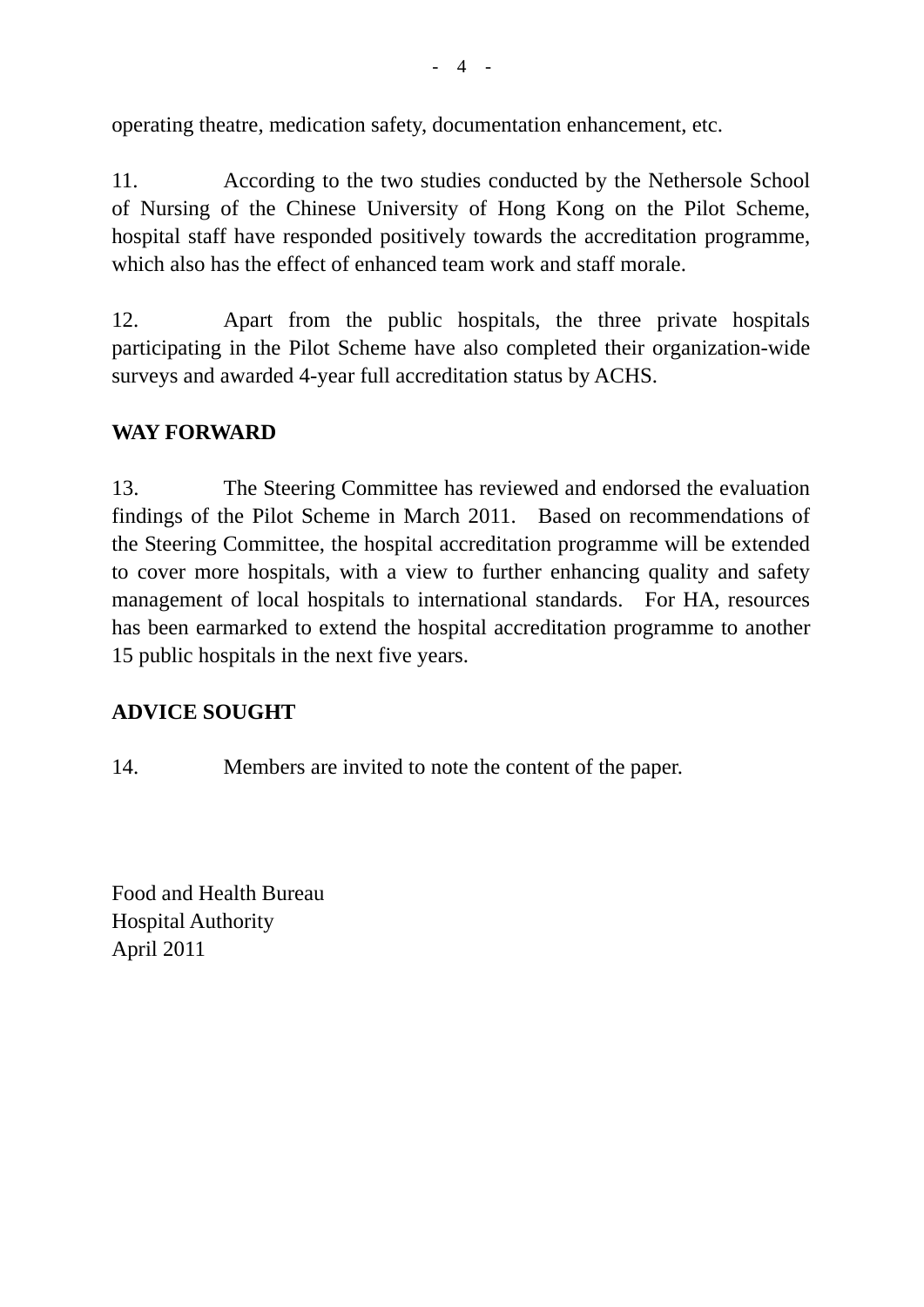operating theatre, medication safety, documentation enhancement, etc.

11. According to the two studies conducted by the Nethersole School of Nursing of the Chinese University of Hong Kong on the Pilot Scheme, hospital staff have responded positively towards the accreditation programme, which also has the effect of enhanced team work and staff morale.

12. Apart from the public hospitals, the three private hospitals participating in the Pilot Scheme have also completed their organization-wide surveys and awarded 4-year full accreditation status by ACHS.

## WAY FORWARD

13. The Steering Committee has reviewed and endorsed the evaluation findings of the Pilot Scheme in March 2011. Based on recommendations of the Steering Committee, the hospital accreditation programme will be extended to cover more hospitals, with a view to further enhancing quality and safety management of local hospitals to international standards. For HA, resources has been earmarked to extend the hospital accreditation programme to another 15 public hospitals in the next five years.

## ADVICE SOUGHT

14. Members are invited to note the content of the paper.

Food and Health Bureau
Hospital Authority
April 2011